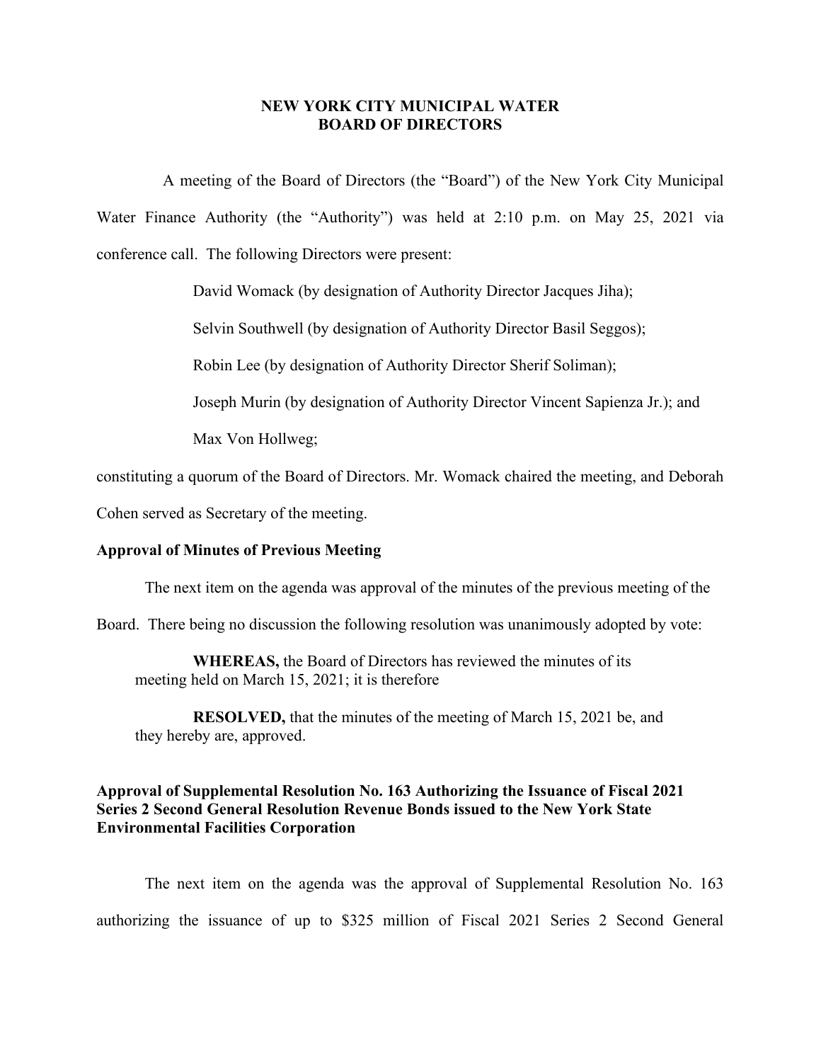# NEW YORK CITY MUNICIPAL WATER BOARD OF DIRECTORS

A meeting of the Board of Directors (the "Board") of the New York City Municipal Water Finance Authority (the "Authority") was held at 2:10 p.m. on May 25, 2021 via conference call. The following Directors were present:

> David Womack (by designation of Authority Director Jacques Jiha);
>
> Selvin Southwell (by designation of Authority Director Basil Seggos);
>
> Robin Lee (by designation of Authority Director Sherif Soliman);
>
> Joseph Murin (by designation of Authority Director Vincent Sapienza Jr.); and
>
> Max Von Hollweg;

constituting a quorum of the Board of Directors. Mr. Womack chaired the meeting, and Deborah Cohen served as Secretary of the meeting.

### Approval of Minutes of Previous Meeting

The next item on the agenda was approval of the minutes of the previous meeting of the Board. There being no discussion the following resolution was unanimously adopted by vote:

> **WHEREAS,** the Board of Directors has reviewed the minutes of its meeting held on March 15, 2021; it is therefore
>
> **RESOLVED,** that the minutes of the meeting of March 15, 2021 be, and they hereby are, approved.

### Approval of Supplemental Resolution No. 163 Authorizing the Issuance of Fiscal 2021 Series 2 Second General Resolution Revenue Bonds issued to the New York State Environmental Facilities Corporation

The next item on the agenda was the approval of Supplemental Resolution No. 163 authorizing the issuance of up to $325 million of Fiscal 2021 Series 2 Second General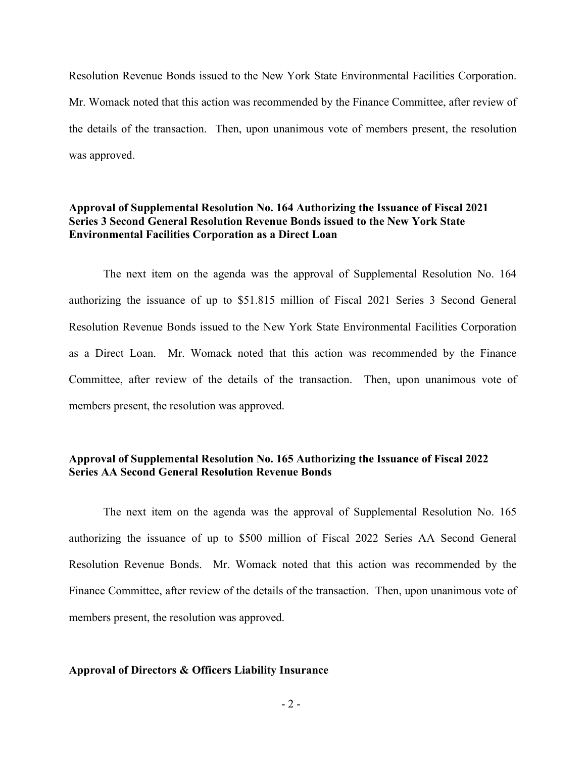Resolution Revenue Bonds issued to the New York State Environmental Facilities Corporation. Mr. Womack noted that this action was recommended by the Finance Committee, after review of the details of the transaction. Then, upon unanimous vote of members present, the resolution was approved.

**Approval of Supplemental Resolution No. 164 Authorizing the Issuance of Fiscal 2021 Series 3 Second General Resolution Revenue Bonds issued to the New York State Environmental Facilities Corporation as a Direct Loan**

The next item on the agenda was the approval of Supplemental Resolution No. 164 authorizing the issuance of up to $51.815 million of Fiscal 2021 Series 3 Second General Resolution Revenue Bonds issued to the New York State Environmental Facilities Corporation as a Direct Loan. Mr. Womack noted that this action was recommended by the Finance Committee, after review of the details of the transaction. Then, upon unanimous vote of members present, the resolution was approved.

**Approval of Supplemental Resolution No. 165 Authorizing the Issuance of Fiscal 2022 Series AA Second General Resolution Revenue Bonds**

The next item on the agenda was the approval of Supplemental Resolution No. 165 authorizing the issuance of up to $500 million of Fiscal 2022 Series AA Second General Resolution Revenue Bonds. Mr. Womack noted that this action was recommended by the Finance Committee, after review of the details of the transaction. Then, upon unanimous vote of members present, the resolution was approved.

**Approval of Directors & Officers Liability Insurance**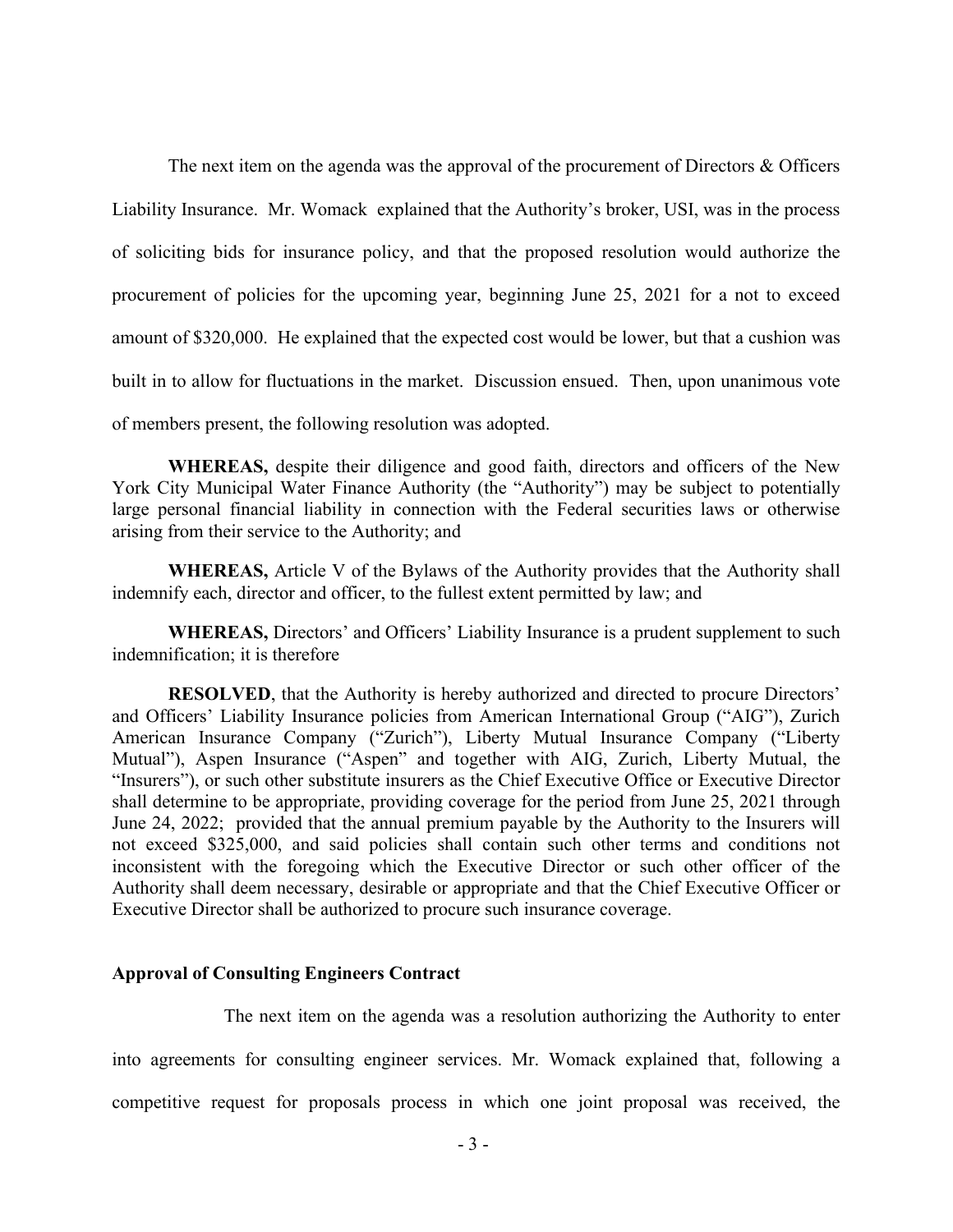The next item on the agenda was the approval of the procurement of Directors & Officers Liability Insurance. Mr. Womack explained that the Authority's broker, USI, was in the process of soliciting bids for insurance policy, and that the proposed resolution would authorize the procurement of policies for the upcoming year, beginning June 25, 2021 for a not to exceed amount of $320,000. He explained that the expected cost would be lower, but that a cushion was built in to allow for fluctuations in the market. Discussion ensued. Then, upon unanimous vote of members present, the following resolution was adopted.

**WHEREAS,** despite their diligence and good faith, directors and officers of the New York City Municipal Water Finance Authority (the "Authority") may be subject to potentially large personal financial liability in connection with the Federal securities laws or otherwise arising from their service to the Authority; and

**WHEREAS,** Article V of the Bylaws of the Authority provides that the Authority shall indemnify each, director and officer, to the fullest extent permitted by law; and

**WHEREAS,** Directors' and Officers' Liability Insurance is a prudent supplement to such indemnification; it is therefore

**RESOLVED**, that the Authority is hereby authorized and directed to procure Directors' and Officers' Liability Insurance policies from American International Group ("AIG"), Zurich American Insurance Company ("Zurich"), Liberty Mutual Insurance Company ("Liberty Mutual"), Aspen Insurance ("Aspen" and together with AIG, Zurich, Liberty Mutual, the "Insurers"), or such other substitute insurers as the Chief Executive Office or Executive Director shall determine to be appropriate, providing coverage for the period from June 25, 2021 through June 24, 2022; provided that the annual premium payable by the Authority to the Insurers will not exceed $325,000, and said policies shall contain such other terms and conditions not inconsistent with the foregoing which the Executive Director or such other officer of the Authority shall deem necessary, desirable or appropriate and that the Chief Executive Officer or Executive Director shall be authorized to procure such insurance coverage.

**Approval of Consulting Engineers Contract**

The next item on the agenda was a resolution authorizing the Authority to enter into agreements for consulting engineer services. Mr. Womack explained that, following a competitive request for proposals process in which one joint proposal was received, the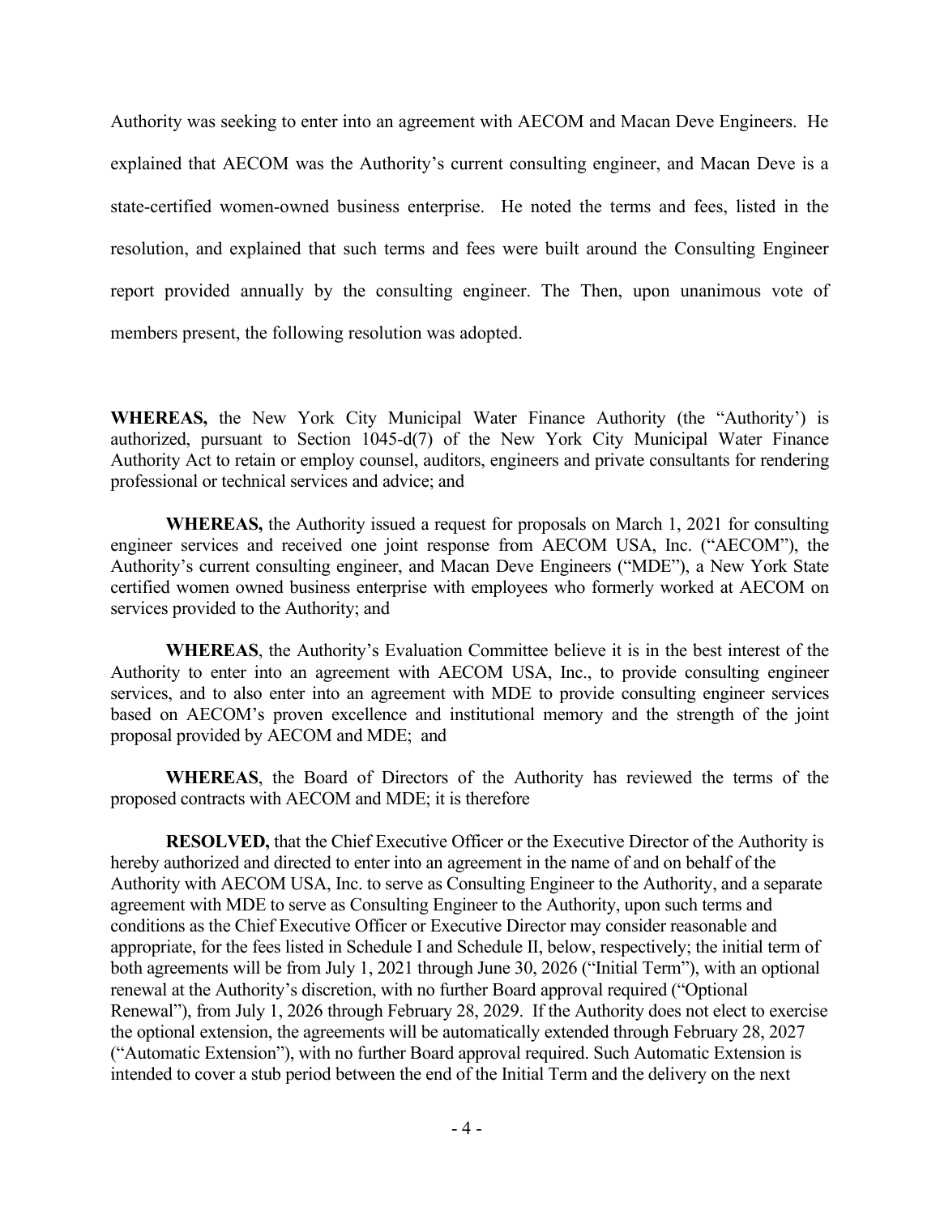Authority was seeking to enter into an agreement with AECOM and Macan Deve Engineers. He explained that AECOM was the Authority's current consulting engineer, and Macan Deve is a state-certified women-owned business enterprise. He noted the terms and fees, listed in the resolution, and explained that such terms and fees were built around the Consulting Engineer report provided annually by the consulting engineer. The Then, upon unanimous vote of members present, the following resolution was adopted.

**WHEREAS,** the New York City Municipal Water Finance Authority (the "Authority') is authorized, pursuant to Section 1045-d(7) of the New York City Municipal Water Finance Authority Act to retain or employ counsel, auditors, engineers and private consultants for rendering professional or technical services and advice; and

**WHEREAS,** the Authority issued a request for proposals on March 1, 2021 for consulting engineer services and received one joint response from AECOM USA, Inc. ("AECOM"), the Authority's current consulting engineer, and Macan Deve Engineers ("MDE"), a New York State certified women owned business enterprise with employees who formerly worked at AECOM on services provided to the Authority; and

**WHEREAS**, the Authority's Evaluation Committee believe it is in the best interest of the Authority to enter into an agreement with AECOM USA, Inc., to provide consulting engineer services, and to also enter into an agreement with MDE to provide consulting engineer services based on AECOM's proven excellence and institutional memory and the strength of the joint proposal provided by AECOM and MDE; and

**WHEREAS**, the Board of Directors of the Authority has reviewed the terms of the proposed contracts with AECOM and MDE; it is therefore

**RESOLVED,** that the Chief Executive Officer or the Executive Director of the Authority is hereby authorized and directed to enter into an agreement in the name of and on behalf of the Authority with AECOM USA, Inc. to serve as Consulting Engineer to the Authority, and a separate agreement with MDE to serve as Consulting Engineer to the Authority, upon such terms and conditions as the Chief Executive Officer or Executive Director may consider reasonable and appropriate, for the fees listed in Schedule I and Schedule II, below, respectively; the initial term of both agreements will be from July 1, 2021 through June 30, 2026 ("Initial Term"), with an optional renewal at the Authority's discretion, with no further Board approval required ("Optional Renewal"), from July 1, 2026 through February 28, 2029. If the Authority does not elect to exercise the optional extension, the agreements will be automatically extended through February 28, 2027 ("Automatic Extension"), with no further Board approval required. Such Automatic Extension is intended to cover a stub period between the end of the Initial Term and the delivery on the next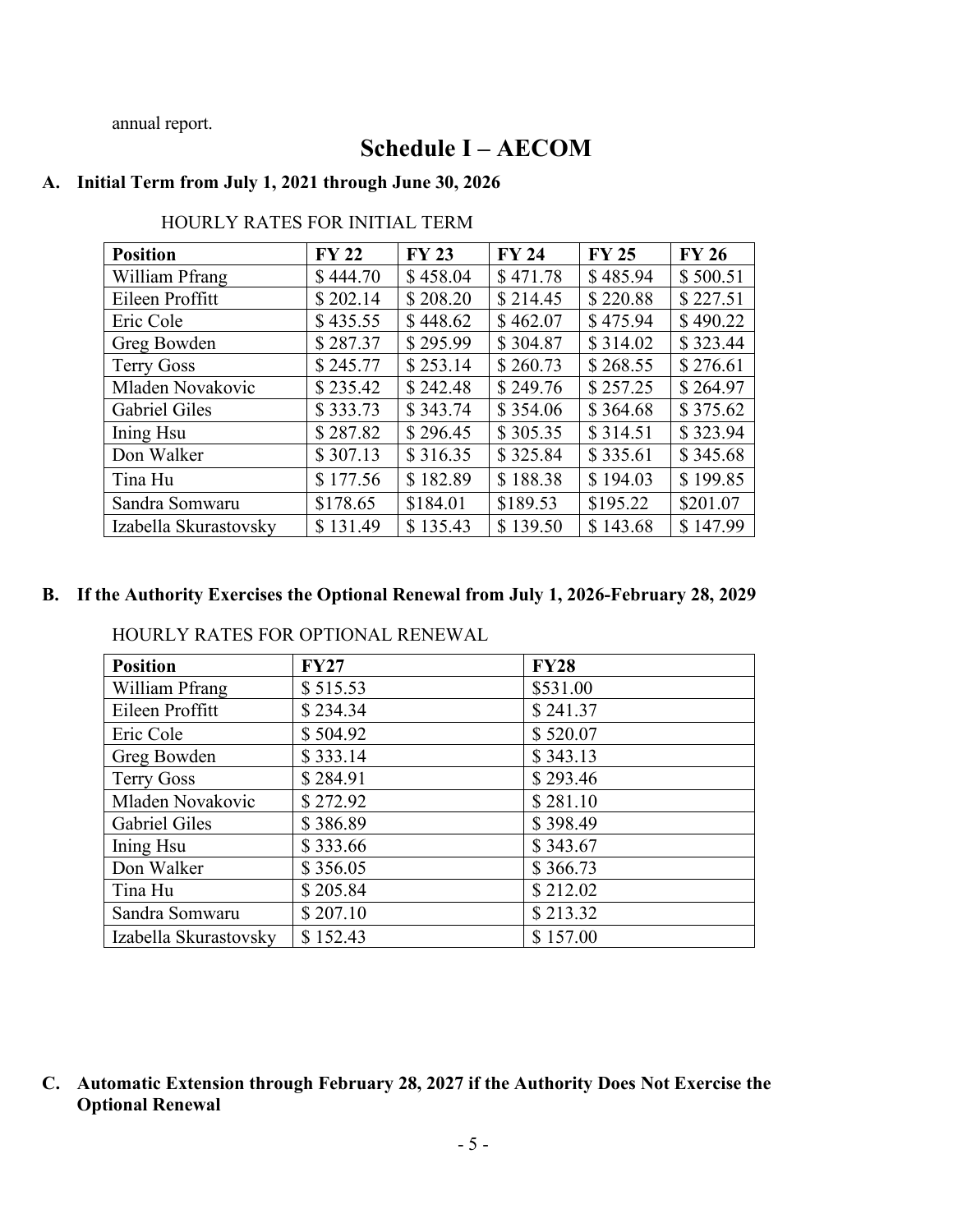annual report.

# Schedule I – AECOM

## A. Initial Term from July 1, 2021 through June 30, 2026

HOURLY RATES FOR INITIAL TERM

| Position | FY 22 | FY 23 | FY 24 | FY 25 | FY 26 |
|---|---|---|---|---|---|
| William Pfrang | $ 444.70 | $ 458.04 | $ 471.78 | $ 485.94 | $ 500.51 |
| Eileen Proffitt | $ 202.14 | $ 208.20 | $ 214.45 | $ 220.88 | $ 227.51 |
| Eric Cole | $ 435.55 | $ 448.62 | $ 462.07 | $ 475.94 | $ 490.22 |
| Greg Bowden | $ 287.37 | $ 295.99 | $ 304.87 | $ 314.02 | $ 323.44 |
| Terry Goss | $ 245.77 | $ 253.14 | $ 260.73 | $ 268.55 | $ 276.61 |
| Mladen Novakovic | $ 235.42 | $ 242.48 | $ 249.76 | $ 257.25 | $ 264.97 |
| Gabriel Giles | $ 333.73 | $ 343.74 | $ 354.06 | $ 364.68 | $ 375.62 |
| Ining Hsu | $ 287.82 | $ 296.45 | $ 305.35 | $ 314.51 | $ 323.94 |
| Don Walker | $ 307.13 | $ 316.35 | $ 325.84 | $ 335.61 | $ 345.68 |
| Tina Hu | $ 177.56 | $ 182.89 | $ 188.38 | $ 194.03 | $ 199.85 |
| Sandra Somwaru | $178.65 | $184.01 | $189.53 | $195.22 | $201.07 |
| Izabella Skurastovsky | $ 131.49 | $ 135.43 | $ 139.50 | $ 143.68 | $ 147.99 |

## B. If the Authority Exercises the Optional Renewal from July 1, 2026-February 28, 2029

HOURLY RATES FOR OPTIONAL RENEWAL

| Position | FY27 | FY28 |
|---|---|---|
| William Pfrang | $ 515.53 | $531.00 |
| Eileen Proffitt | $ 234.34 | $ 241.37 |
| Eric Cole | $ 504.92 | $ 520.07 |
| Greg Bowden | $ 333.14 | $ 343.13 |
| Terry Goss | $ 284.91 | $ 293.46 |
| Mladen Novakovic | $ 272.92 | $ 281.10 |
| Gabriel Giles | $ 386.89 | $ 398.49 |
| Ining Hsu | $ 333.66 | $ 343.67 |
| Don Walker | $ 356.05 | $ 366.73 |
| Tina Hu | $ 205.84 | $ 212.02 |
| Sandra Somwaru | $ 207.10 | $ 213.32 |
| Izabella Skurastovsky | $ 152.43 | $ 157.00 |

## C. Automatic Extension through February 28, 2027 if the Authority Does Not Exercise the Optional Renewal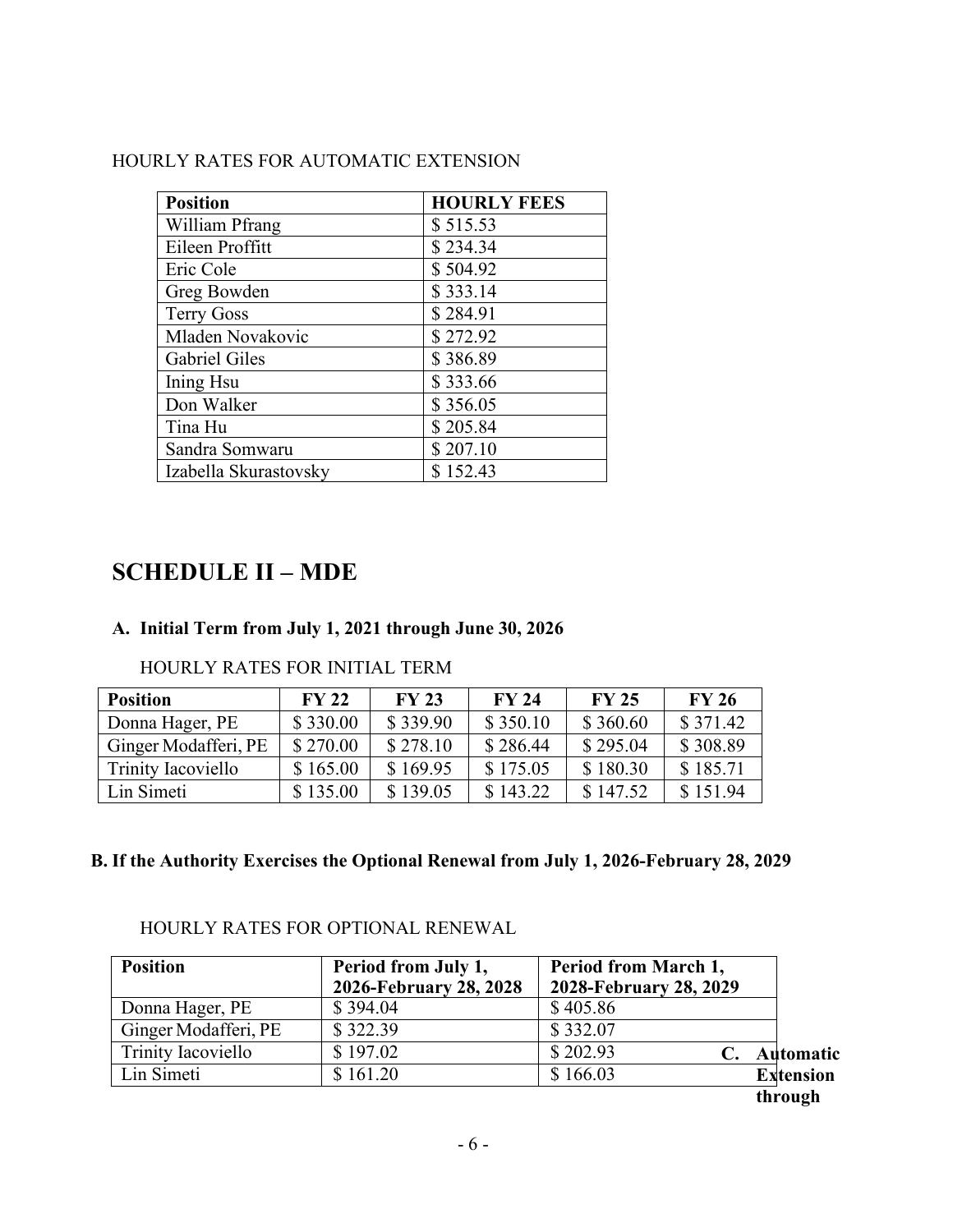HOURLY RATES FOR AUTOMATIC EXTENSION

| Position | HOURLY FEES |
|---|---|
| William Pfrang | $ 515.53 |
| Eileen Proffitt | $ 234.34 |
| Eric Cole | $ 504.92 |
| Greg Bowden | $ 333.14 |
| Terry Goss | $ 284.91 |
| Mladen Novakovic | $ 272.92 |
| Gabriel Giles | $ 386.89 |
| Ining Hsu | $ 333.66 |
| Don Walker | $ 356.05 |
| Tina Hu | $ 205.84 |
| Sandra Somwaru | $ 207.10 |
| Izabella Skurastovsky | $ 152.43 |

# SCHEDULE II – MDE

### A. Initial Term from July 1, 2021 through June 30, 2026

HOURLY RATES FOR INITIAL TERM

| Position | FY 22 | FY 23 | FY 24 | FY 25 | FY 26 |
|---|---|---|---|---|---|
| Donna Hager, PE | $ 330.00 | $ 339.90 | $ 350.10 | $ 360.60 | $ 371.42 |
| Ginger Modafferi, PE | $ 270.00 | $ 278.10 | $ 286.44 | $ 295.04 | $ 308.89 |
| Trinity Iacoviello | $ 165.00 | $ 169.95 | $ 175.05 | $ 180.30 | $ 185.71 |
| Lin Simeti | $ 135.00 | $ 139.05 | $ 143.22 | $ 147.52 | $ 151.94 |

### B. If the Authority Exercises the Optional Renewal from July 1, 2026-February 28, 2029

HOURLY RATES FOR OPTIONAL RENEWAL

| Position | Period from July 1, 2026-February 28, 2028 | Period from March 1, 2028-February 28, 2029 |
|---|---|---|
| Donna Hager, PE | $ 394.04 | $ 405.86 |
| Ginger Modafferi, PE | $ 322.39 | $ 332.07 |
| Trinity Iacoviello | $ 197.02 | $ 202.93 |
| Lin Simeti | $ 161.20 | $ 166.03 |

### C. Automatic Extension through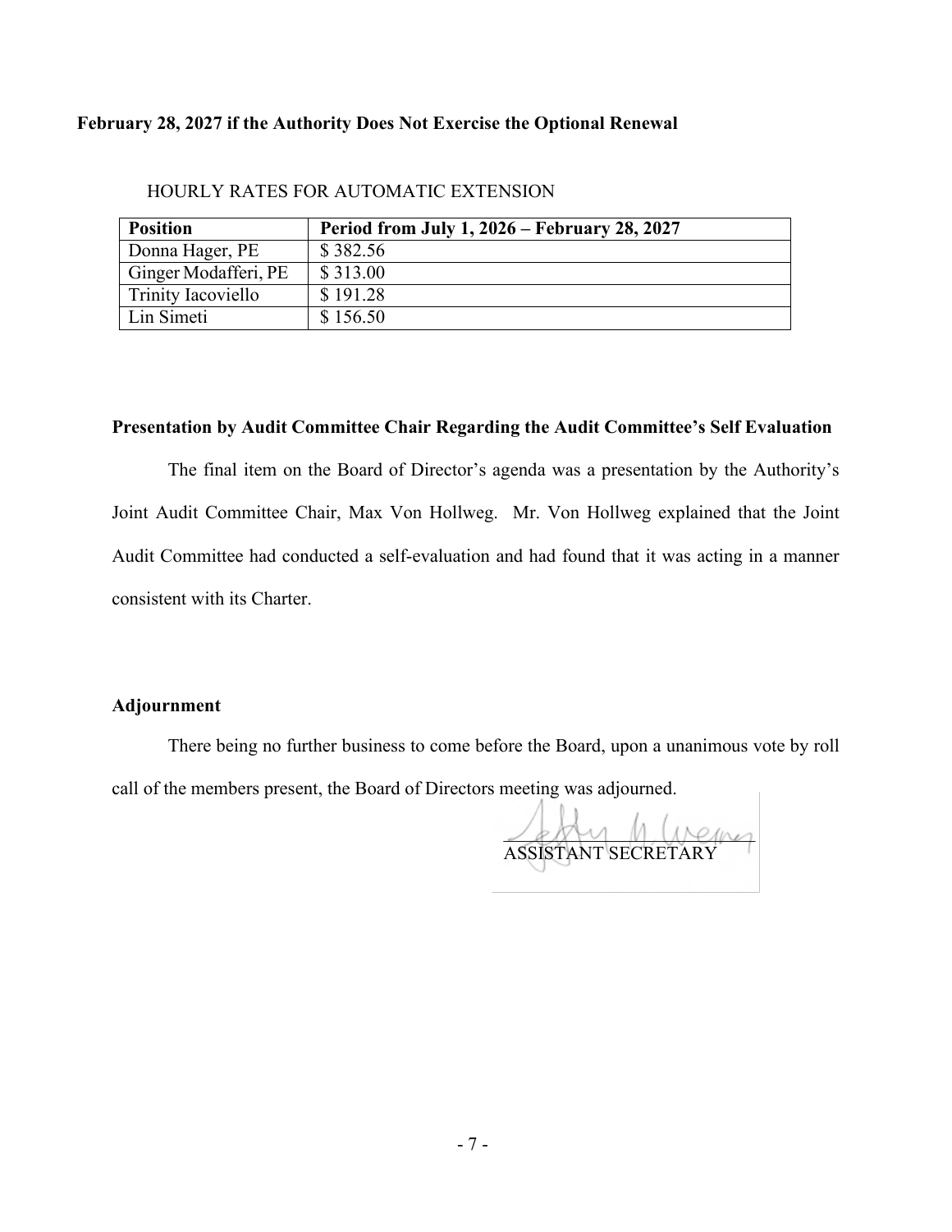**February 28, 2027 if the Authority Does Not Exercise the Optional Renewal**

HOURLY RATES FOR AUTOMATIC EXTENSION

| Position | Period from July 1, 2026 – February 28, 2027 |
| --- | --- |
| Donna Hager, PE | $ 382.56 |
| Ginger Modafferi, PE | $ 313.00 |
| Trinity Iacoviello | $ 191.28 |
| Lin Simeti | $ 156.50 |

**Presentation by Audit Committee Chair Regarding the Audit Committee's Self Evaluation**

The final item on the Board of Director's agenda was a presentation by the Authority's Joint Audit Committee Chair, Max Von Hollweg. Mr. Von Hollweg explained that the Joint Audit Committee had conducted a self-evaluation and had found that it was acting in a manner consistent with its Charter.

**Adjournment**

There being no further business to come before the Board, upon a unanimous vote by roll call of the members present, the Board of Directors meeting was adjourned.

ASSISTANT SECRETARY